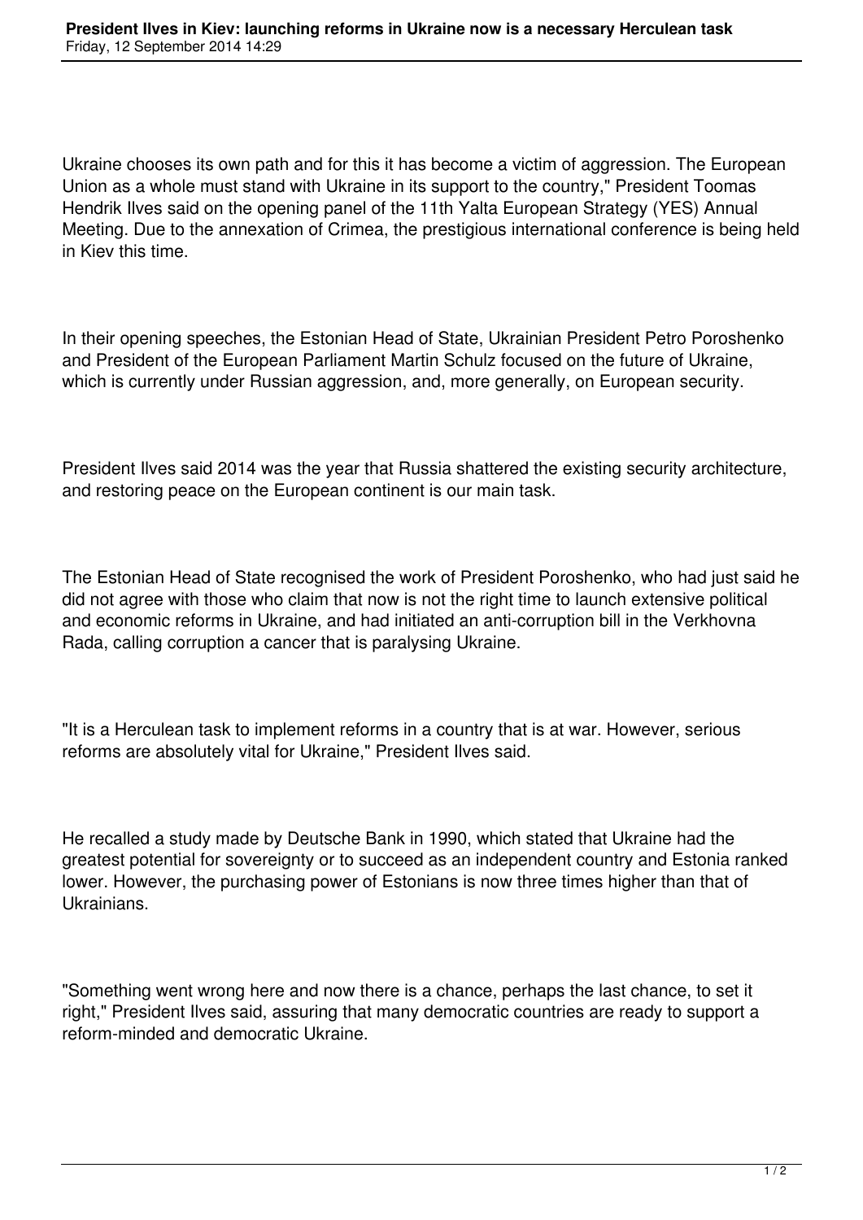Ukraine chooses its own path and for this it has become a victim of aggression. The European Union as a whole must stand with Ukraine in its support to the country," President Toomas Hendrik Ilves said on the opening panel of the 11th Yalta European Strategy (YES) Annual Meeting. Due to the annexation of Crimea, the prestigious international conference is being held in Kiev this time.

In their opening speeches, the Estonian Head of State, Ukrainian President Petro Poroshenko and President of the European Parliament Martin Schulz focused on the future of Ukraine, which is currently under Russian aggression, and, more generally, on European security.

President Ilves said 2014 was the year that Russia shattered the existing security architecture, and restoring peace on the European continent is our main task.

The Estonian Head of State recognised the work of President Poroshenko, who had just said he did not agree with those who claim that now is not the right time to launch extensive political and economic reforms in Ukraine, and had initiated an anti-corruption bill in the Verkhovna Rada, calling corruption a cancer that is paralysing Ukraine.

"It is a Herculean task to implement reforms in a country that is at war. However, serious reforms are absolutely vital for Ukraine," President Ilves said.

He recalled a study made by Deutsche Bank in 1990, which stated that Ukraine had the greatest potential for sovereignty or to succeed as an independent country and Estonia ranked lower. However, the purchasing power of Estonians is now three times higher than that of Ukrainians.

"Something went wrong here and now there is a chance, perhaps the last chance, to set it right," President Ilves said, assuring that many democratic countries are ready to support a reform-minded and democratic Ukraine.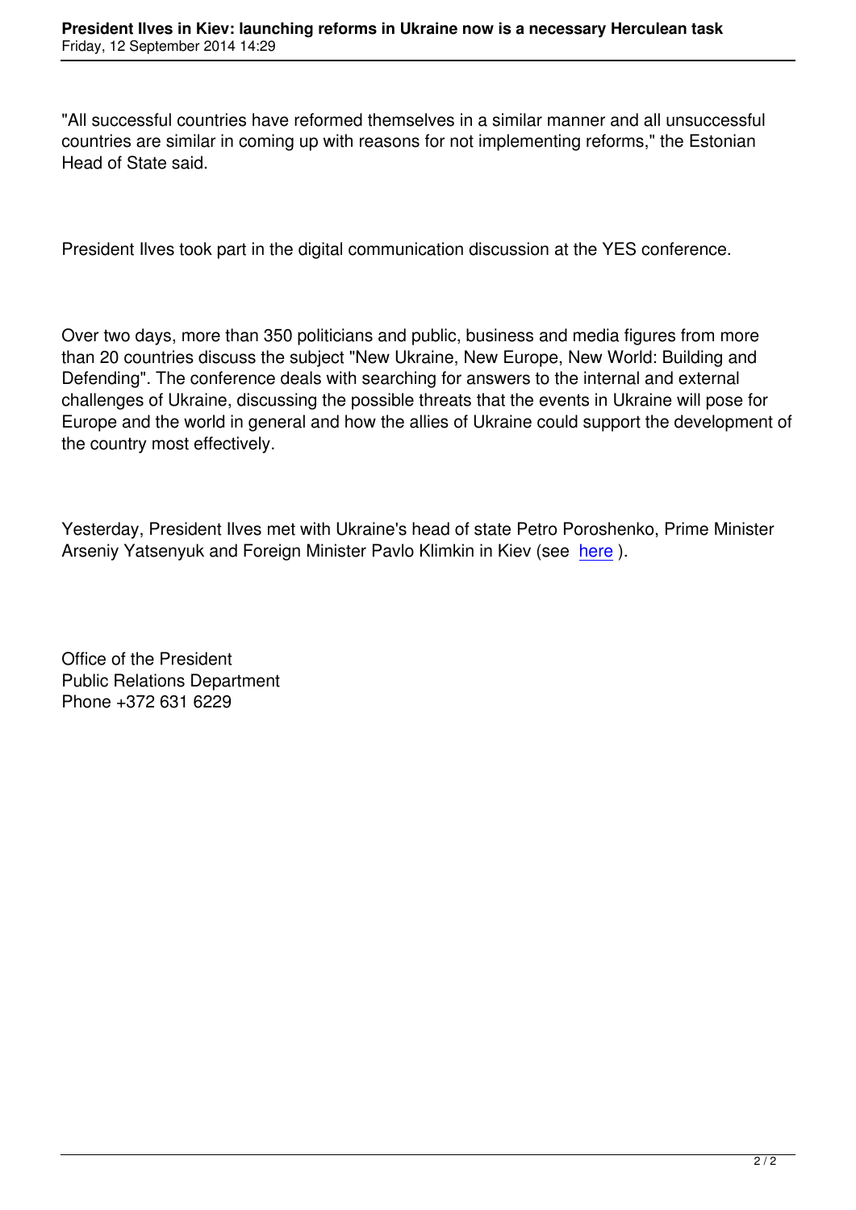"All successful countries have reformed themselves in a similar manner and all unsuccessful countries are similar in coming up with reasons for not implementing reforms," the Estonian Head of State said.

President Ilves took part in the digital communication discussion at the YES conference.

Over two days, more than 350 politicians and public, business and media figures from more than 20 countries discuss the subject "New Ukraine, New Europe, New World: Building and Defending". The conference deals with searching for answers to the internal and external challenges of Ukraine, discussing the possible threats that the events in Ukraine will pose for Europe and the world in general and how the allies of Ukraine could support the development of the country most effectively.

Yesterday, President Ilves met with Ukraine's head of state Petro Poroshenko, Prime Minister Arseniy Yatsenyuk and Foreign Minister Pavlo Klimkin in Kiev (see here ).

Office of the President
Public Relations Department
Phone +372 631 6229